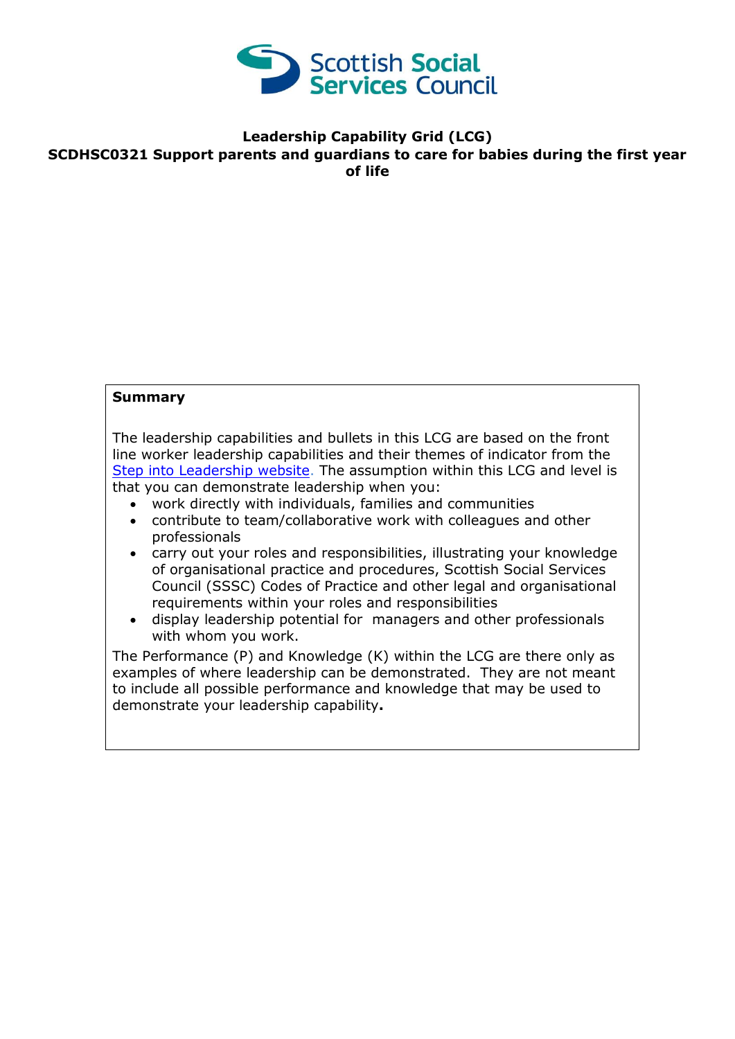Scottish Social Services Council

**Leadership Capability Grid (LCG)**
**SCDHSC0321 Support parents and guardians to care for babies during the first year of life**

**Summary**

The leadership capabilities and bullets in this LCG are based on the front line worker leadership capabilities and their themes of indicator from the Step into Leadership website. The assumption within this LCG and level is that you can demonstrate leadership when you:

- work directly with individuals, families and communities
- contribute to team/collaborative work with colleagues and other professionals
- carry out your roles and responsibilities, illustrating your knowledge of organisational practice and procedures, Scottish Social Services Council (SSSC) Codes of Practice and other legal and organisational requirements within your roles and responsibilities
- display leadership potential for managers and other professionals with whom you work.

The Performance (P) and Knowledge (K) within the LCG are there only as examples of where leadership can be demonstrated. They are not meant to include all possible performance and knowledge that may be used to demonstrate your leadership capability**.**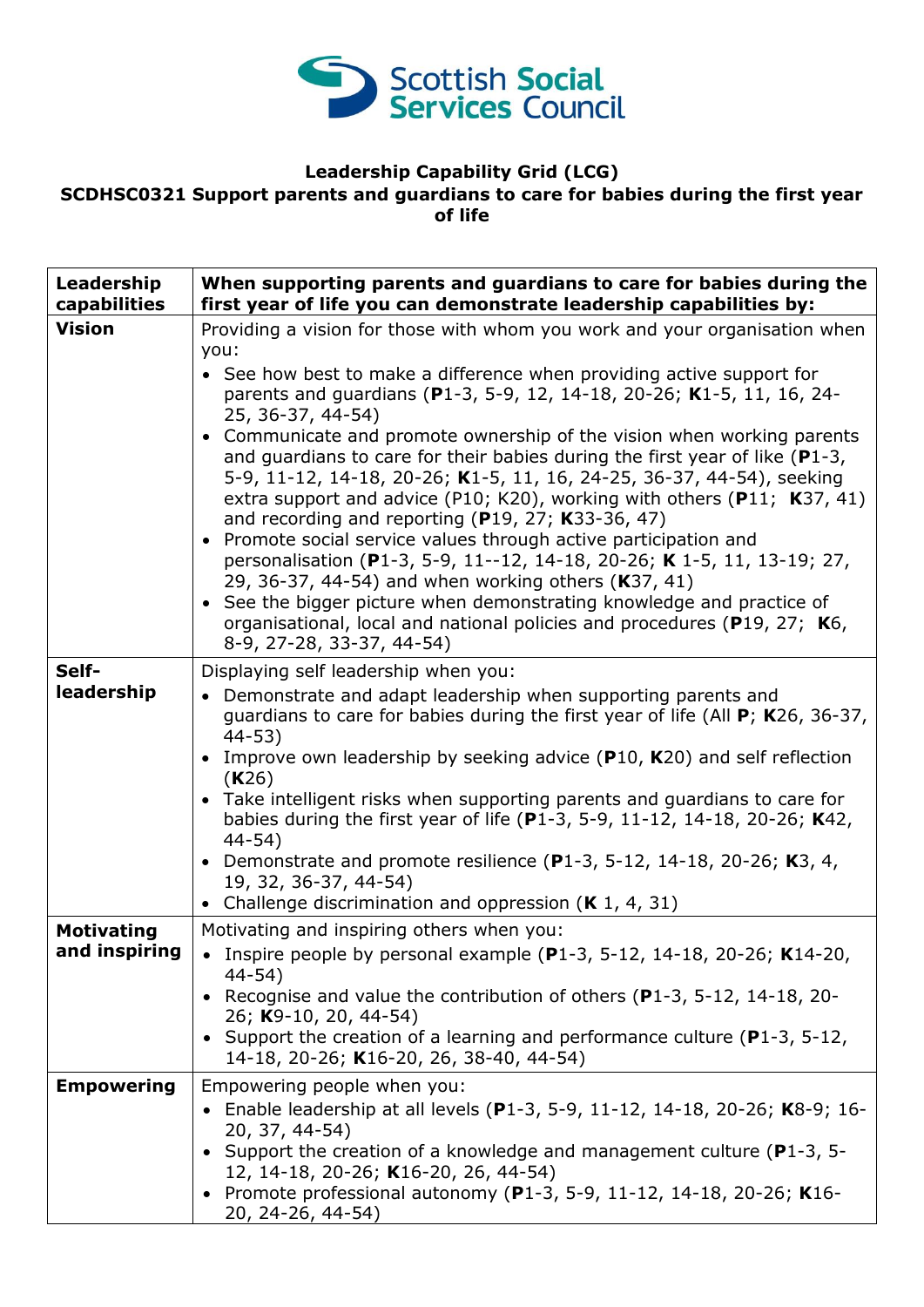Leadership Capability Grid (LCG)
SCDHSC0321 Support parents and guardians to care for babies during the first year of life

| Leadership capabilities | When supporting parents and guardians to care for babies during the first year of life you can demonstrate leadership capabilities by: |
|---|---|
| **Vision** | Providing a vision for those with whom you work and your organisation when you:<br>• See how best to make a difference when providing active support for parents and guardians (**P**1-3, 5-9, 12, 14-18, 20-26; **K**1-5, 11, 16, 24-25, 36-37, 44-54)<br>• Communicate and promote ownership of the vision when working parents and guardians to care for their babies during the first year of like (**P**1-3, 5-9, 11-12, 14-18, 20-26; **K**1-5, 11, 16, 24-25, 36-37, 44-54), seeking extra support and advice (P10; K20), working with others (**P**11; **K**37, 41) and recording and reporting (**P**19, 27; **K**33-36, 47)<br>• Promote social service values through active participation and personalisation (**P**1-3, 5-9, 11--12, 14-18, 20-26; **K** 1-5, 11, 13-19; 27, 29, 36-37, 44-54) and when working others (**K**37, 41)<br>• See the bigger picture when demonstrating knowledge and practice of organisational, local and national policies and procedures (**P**19, 27; **K**6, 8-9, 27-28, 33-37, 44-54) |
| **Self-leadership** | Displaying self leadership when you:<br>• Demonstrate and adapt leadership when supporting parents and guardians to care for babies during the first year of life (All **P**; **K**26, 36-37, 44-53)<br>• Improve own leadership by seeking advice (**P**10, **K**20) and self reflection (**K**26)<br>• Take intelligent risks when supporting parents and guardians to care for babies during the first year of life (**P**1-3, 5-9, 11-12, 14-18, 20-26; **K**42, 44-54)<br>• Demonstrate and promote resilience (**P**1-3, 5-12, 14-18, 20-26; **K**3, 4, 19, 32, 36-37, 44-54)<br>• Challenge discrimination and oppression (**K** 1, 4, 31) |
| **Motivating and inspiring** | Motivating and inspiring others when you:<br>• Inspire people by personal example (**P**1-3, 5-12, 14-18, 20-26; **K**14-20, 44-54)<br>• Recognise and value the contribution of others (**P**1-3, 5-12, 14-18, 20-26; **K**9-10, 20, 44-54)<br>• Support the creation of a learning and performance culture (**P**1-3, 5-12, 14-18, 20-26; **K**16-20, 26, 38-40, 44-54) |
| **Empowering** | Empowering people when you:<br>• Enable leadership at all levels (**P**1-3, 5-9, 11-12, 14-18, 20-26; **K**8-9; 16-20, 37, 44-54)<br>• Support the creation of a knowledge and management culture (**P**1-3, 5-12, 14-18, 20-26; **K**16-20, 26, 44-54)<br>• Promote professional autonomy (**P**1-3, 5-9, 11-12, 14-18, 20-26; **K**16-20, 24-26, 44-54) |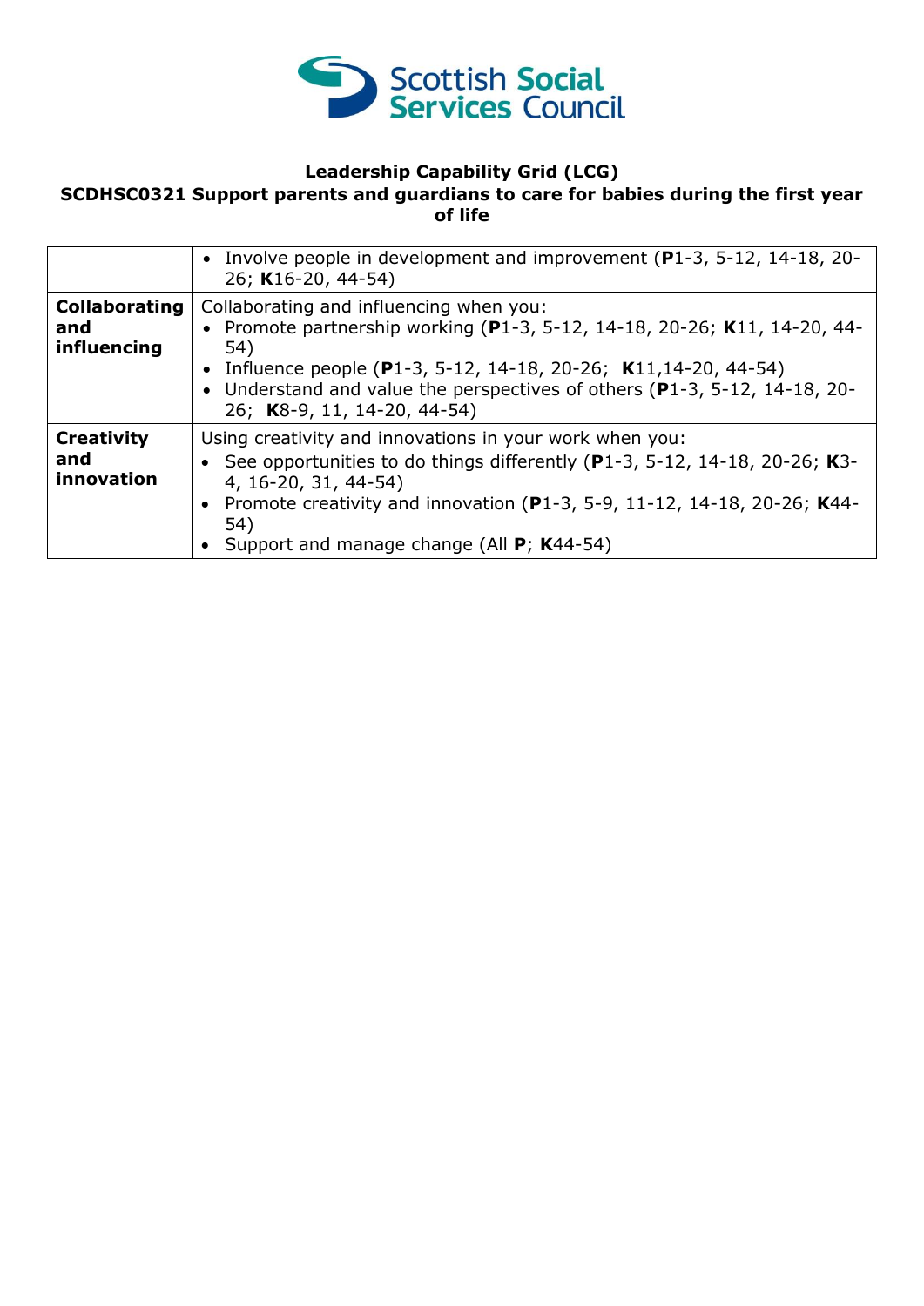**Leadership Capability Grid (LCG)**
**SCDHSC0321 Support parents and guardians to care for babies during the first year of life**

| | |
|---|---|
| | • Involve people in development and improvement (**P**1-3, 5-12, 14-18, 20-26; **K**16-20, 44-54) |
| **Collaborating and influencing** | Collaborating and influencing when you:<br>• Promote partnership working (**P**1-3, 5-12, 14-18, 20-26; **K**11, 14-20, 44-54)<br>• Influence people (**P**1-3, 5-12, 14-18, 20-26; **K**11,14-20, 44-54)<br>• Understand and value the perspectives of others (**P**1-3, 5-12, 14-18, 20-26; **K**8-9, 11, 14-20, 44-54) |
| **Creativity and innovation** | Using creativity and innovations in your work when you:<br>• See opportunities to do things differently (**P**1-3, 5-12, 14-18, 20-26; **K**3-4, 16-20, 31, 44-54)<br>• Promote creativity and innovation (**P**1-3, 5-9, 11-12, 14-18, 20-26; **K**44-54)<br>• Support and manage change (All **P**; **K**44-54) |